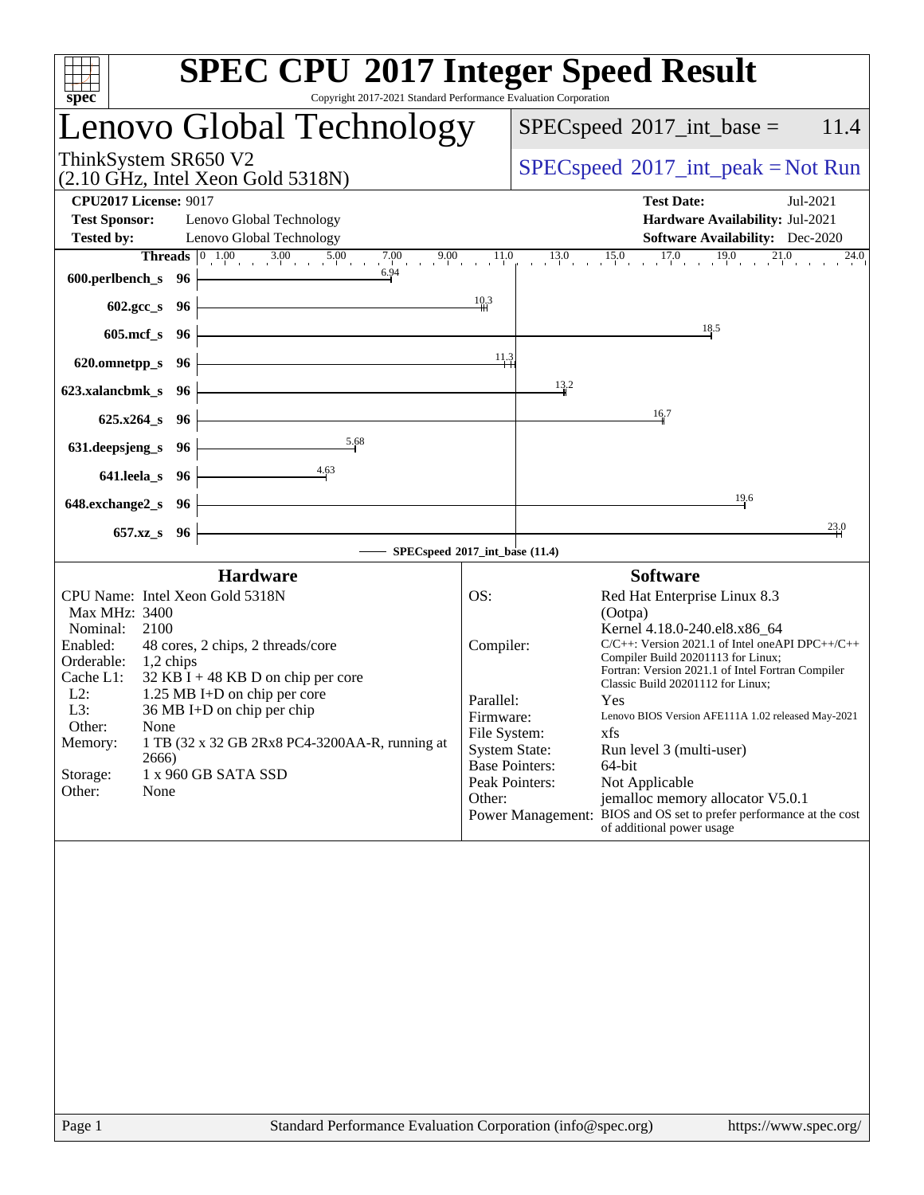# SPEC CPU 2017 Integer Speed Result

Copyright 2017-2021 Standard Performance Evaluation Corporation

## Lenovo Global Technology

ThinkSystem SR650 V2
(2.10 GHz, Intel Xeon Gold 5318N)

SPECspeed 2017_int_base = 11.4

SPECspeed 2017_int_peak = Not Run

**CPU2017 License:** 9017
**Test Sponsor:** Lenovo Global Technology
**Tested by:** Lenovo Global Technology

**Test Date:** Jul-2021
**Hardware Availability:** Jul-2021
**Software Availability:** Dec-2020

| Benchmark | Threads | Base |
|---|---|---|
| 600.perlbench_s | 96 | 6.94 |
| 602.gcc_s | 96 | 10.3 |
| 605.mcf_s | 96 | 18.5 |
| 620.omnetpp_s | 96 | 11.3 |
| 623.xalancbmk_s | 96 | 13.2 |
| 625.x264_s | 96 | 16.7 |
| 631.deepsjeng_s | 96 | 5.68 |
| 641.leela_s | 96 | 4.63 |
| 648.exchange2_s | 96 | 19.6 |
| 657.xz_s | 96 | 23.0 |

SPECspeed 2017_int_base (11.4)

### Hardware

- CPU Name: Intel Xeon Gold 5318N
- Max MHz: 3400
- Nominal: 2100
- Enabled: 48 cores, 2 chips, 2 threads/core
- Orderable: 1,2 chips
- Cache L1: 32 KB I + 48 KB D on chip per core
- L2: 1.25 MB I+D on chip per core
- L3: 36 MB I+D on chip per chip
- Other: None
- Memory: 1 TB (32 x 32 GB 2Rx8 PC4-3200AA-R, running at 2666)
- Storage: 1 x 960 GB SATA SSD
- Other: None

### Software

- OS: Red Hat Enterprise Linux 8.3 (Ootpa) Kernel 4.18.0-240.el8.x86_64
- Compiler: C/C++: Version 2021.1 of Intel oneAPI DPC++/C++ Compiler Build 20201113 for Linux; Fortran: Version 2021.1 of Intel Fortran Compiler Classic Build 20201112 for Linux;
- Parallel: Yes
- Firmware: Lenovo BIOS Version AFE111A 1.02 released May-2021
- File System: xfs
- System State: Run level 3 (multi-user)
- Base Pointers: 64-bit
- Peak Pointers: Not Applicable
- Other: jemalloc memory allocator V5.0.1
- Power Management: BIOS and OS set to prefer performance at the cost of additional power usage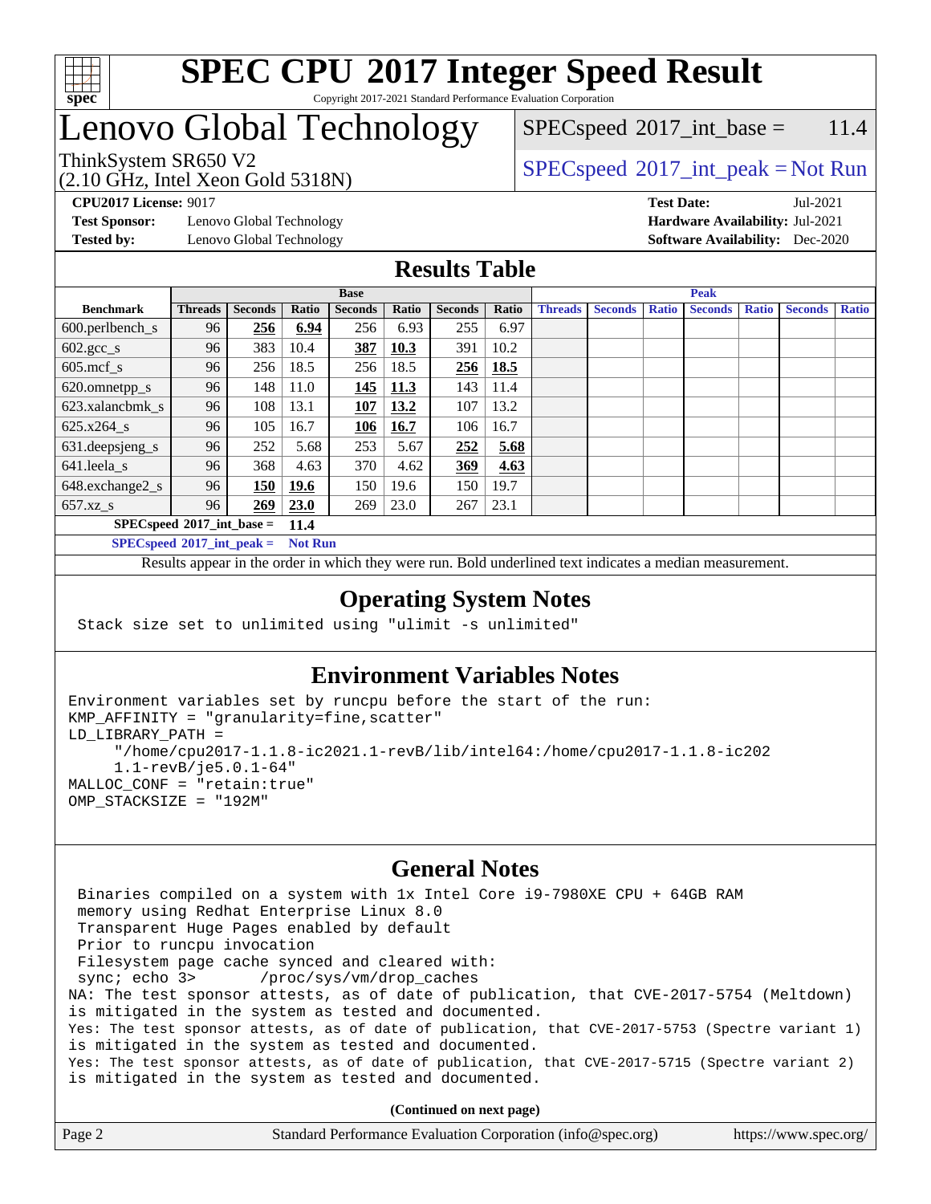# SPEC CPU 2017 Integer Speed Result

Copyright 2017-2021 Standard Performance Evaluation Corporation

# Lenovo Global Technology

ThinkSystem SR650 V2
(2.10 GHz, Intel Xeon Gold 5318N)

SPECspeed 2017_int_base = 11.4

SPECspeed 2017_int_peak = Not Run

**CPU2017 License:** 9017
**Test Sponsor:** Lenovo Global Technology
**Tested by:** Lenovo Global Technology

**Test Date:** Jul-2021
**Hardware Availability:** Jul-2021
**Software Availability:** Dec-2020

## Results Table

| Benchmark | Base | | | | | | | Peak | | | | | | |
|---|---|---|---|---|---|---|---|---|---|---|---|---|---|---|
| | Threads | Seconds | Ratio | Seconds | Ratio | Seconds | Ratio | Threads | Seconds | Ratio | Seconds | Ratio | Seconds | Ratio |
| 600.perlbench_s | 96 | **256** | **6.94** | 256 | 6.93 | 255 | 6.97 | | | | | | | |
| 602.gcc_s | 96 | 383 | 10.4 | **387** | **10.3** | 391 | 10.2 | | | | | | | |
| 605.mcf_s | 96 | 256 | 18.5 | 256 | 18.5 | **256** | **18.5** | | | | | | | |
| 620.omnetpp_s | 96 | 148 | 11.0 | **145** | **11.3** | 143 | 11.4 | | | | | | | |
| 623.xalancbmk_s | 96 | 108 | 13.1 | **107** | **13.2** | 107 | 13.2 | | | | | | | |
| 625.x264_s | 96 | 105 | 16.7 | **106** | **16.7** | 106 | 16.7 | | | | | | | |
| 631.deepsjeng_s | 96 | 252 | 5.68 | 253 | 5.67 | **252** | **5.68** | | | | | | | |
| 641.leela_s | 96 | 368 | 4.63 | 370 | 4.62 | **369** | **4.63** | | | | | | | |
| 648.exchange2_s | 96 | **150** | **19.6** | 150 | 19.6 | 150 | 19.7 | | | | | | | |
| 657.xz_s | 96 | **269** | **23.0** | 269 | 23.0 | 267 | 23.1 | | | | | | | |

**SPECspeed 2017_int_base = 11.4**

**SPECspeed 2017_int_peak = Not Run**

Results appear in the order in which they were run. Bold underlined text indicates a median measurement.

## Operating System Notes

```
Stack size set to unlimited using "ulimit -s unlimited"
```

## Environment Variables Notes

```
Environment variables set by runcpu before the start of the run:
KMP_AFFINITY = "granularity=fine,scatter"
LD_LIBRARY_PATH =
     "/home/cpu2017-1.1.8-ic2021.1-revB/lib/intel64:/home/cpu2017-1.1.8-ic202
     1.1-revB/je5.0.1-64"
MALLOC_CONF = "retain:true"
OMP_STACKSIZE = "192M"
```

## General Notes

```
 Binaries compiled on a system with 1x Intel Core i9-7980XE CPU + 64GB RAM
 memory using Redhat Enterprise Linux 8.0
 Transparent Huge Pages enabled by default
 Prior to runcpu invocation
 Filesystem page cache synced and cleared with:
 sync; echo 3>       /proc/sys/vm/drop_caches
NA: The test sponsor attests, as of date of publication, that CVE-2017-5754 (Meltdown)
is mitigated in the system as tested and documented.
Yes: The test sponsor attests, as of date of publication, that CVE-2017-5753 (Spectre variant 1)
is mitigated in the system as tested and documented.
Yes: The test sponsor attests, as of date of publication, that CVE-2017-5715 (Spectre variant 2)
is mitigated in the system as tested and documented.
```

**(Continued on next page)**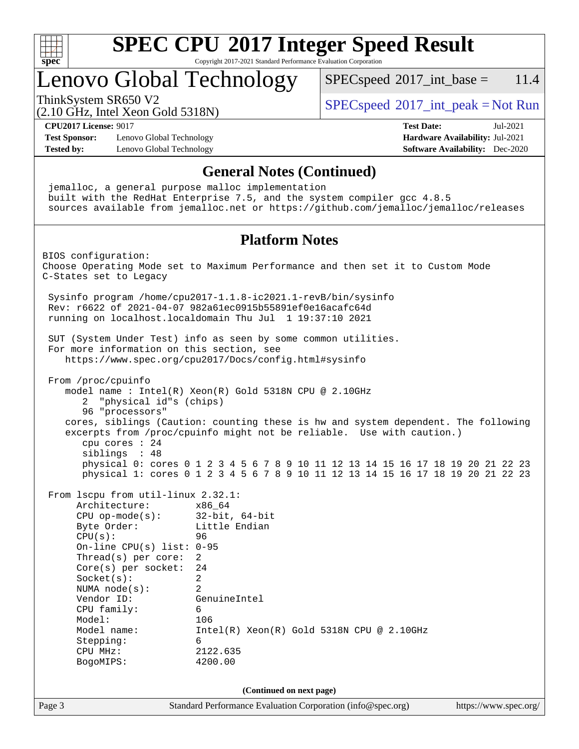# SPEC CPU 2017 Integer Speed Result

Copyright 2017-2021 Standard Performance Evaluation Corporation

## Lenovo Global Technology

ThinkSystem SR650 V2
(2.10 GHz, Intel Xeon Gold 5318N)

SPECspeed 2017_int_base = 11.4

SPECspeed 2017_int_peak = Not Run

**CPU2017 License:** 9017
**Test Sponsor:** Lenovo Global Technology
**Tested by:** Lenovo Global Technology

**Test Date:** Jul-2021
**Hardware Availability:** Jul-2021
**Software Availability:** Dec-2020

### General Notes (Continued)

```
jemalloc, a general purpose malloc implementation
built with the RedHat Enterprise 7.5, and the system compiler gcc 4.8.5
sources available from jemalloc.net or https://github.com/jemalloc/jemalloc/releases
```

### Platform Notes

```
BIOS configuration:
Choose Operating Mode set to Maximum Performance and then set it to Custom Mode
C-States set to Legacy

 Sysinfo program /home/cpu2017-1.1.8-ic2021.1-revB/bin/sysinfo
 Rev: r6622 of 2021-04-07 982a61ec0915b55891ef0e16acafc64d
 running on localhost.localdomain Thu Jul  1 19:37:10 2021

 SUT (System Under Test) info as seen by some common utilities.
 For more information on this section, see
    https://www.spec.org/cpu2017/Docs/config.html#sysinfo

 From /proc/cpuinfo
    model name : Intel(R) Xeon(R) Gold 5318N CPU @ 2.10GHz
       2  "physical id"s (chips)
       96 "processors"
    cores, siblings (Caution: counting these is hw and system dependent. The following
    excerpts from /proc/cpuinfo might not be reliable.  Use with caution.)
       cpu cores : 24
       siblings  : 48
       physical 0: cores 0 1 2 3 4 5 6 7 8 9 10 11 12 13 14 15 16 17 18 19 20 21 22 23
       physical 1: cores 0 1 2 3 4 5 6 7 8 9 10 11 12 13 14 15 16 17 18 19 20 21 22 23

 From lscpu from util-linux 2.32.1:
      Architecture:        x86_64
      CPU op-mode(s):      32-bit, 64-bit
      Byte Order:          Little Endian
      CPU(s):              96
      On-line CPU(s) list: 0-95
      Thread(s) per core:  2
      Core(s) per socket:  24
      Socket(s):           2
      NUMA node(s):        2
      Vendor ID:           GenuineIntel
      CPU family:          6
      Model:               106
      Model name:          Intel(R) Xeon(R) Gold 5318N CPU @ 2.10GHz
      Stepping:            6
      CPU MHz:             2122.635
      BogoMIPS:            4200.00
```

**(Continued on next page)**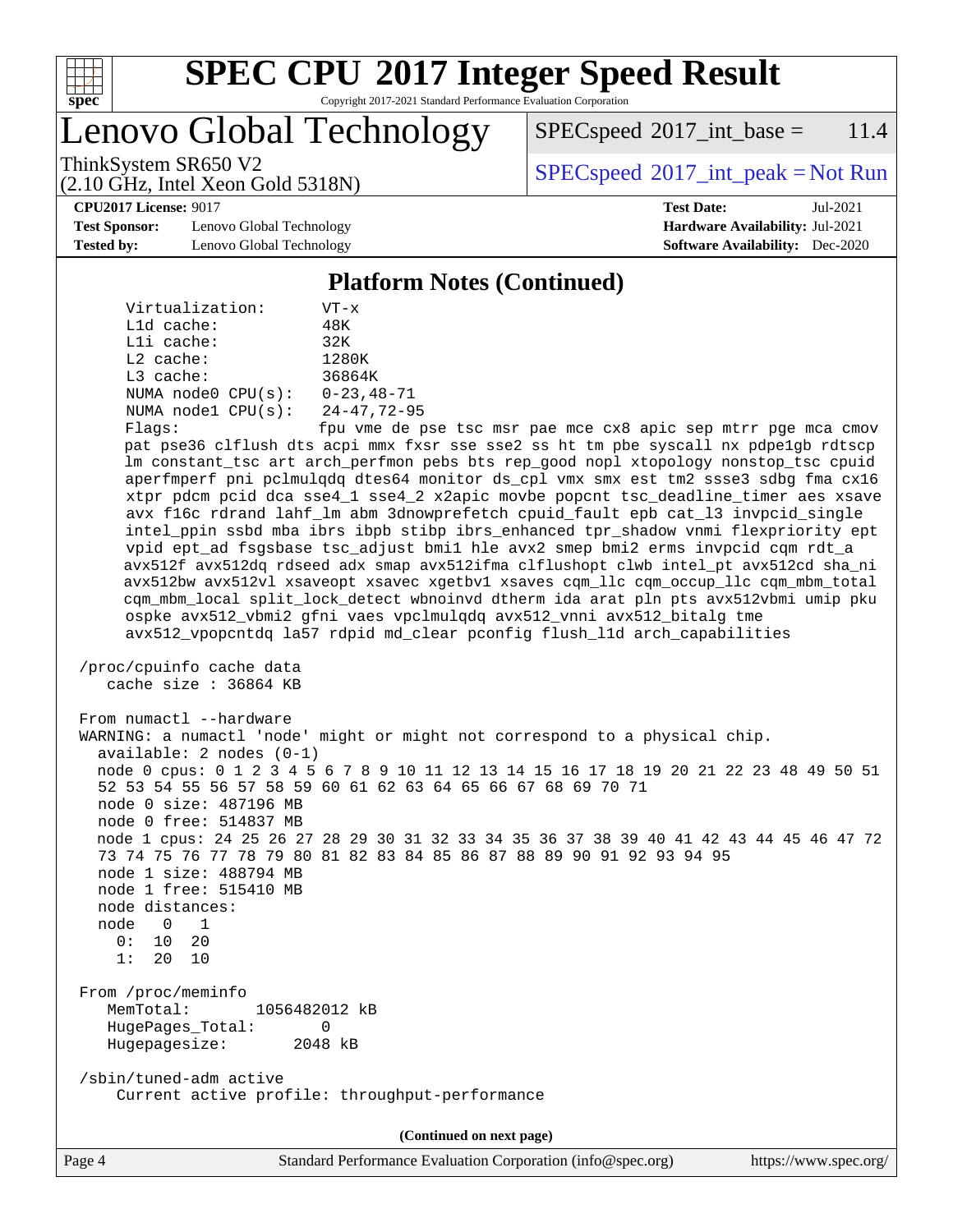## Platform Notes (Continued)

```
     Virtualization:      VT-x
     L1d cache:           48K
     L1i cache:           32K
     L2 cache:            1280K
     L3 cache:            36864K
     NUMA node0 CPU(s):   0-23,48-71
     NUMA node1 CPU(s):   24-47,72-95
     Flags:               fpu vme de pse tsc msr pae mce cx8 apic sep mtrr pge mca cmov
     pat pse36 clflush dts acpi mmx fxsr sse sse2 ss ht tm pbe syscall nx pdpe1gb rdtscp
     lm constant_tsc art arch_perfmon pebs bts rep_good nopl xtopology nonstop_tsc cpuid
     aperfmperf pni pclmulqdq dtes64 monitor ds_cpl vmx smx est tm2 ssse3 sdbg fma cx16
     xtpr pdcm pcid dca sse4_1 sse4_2 x2apic movbe popcnt tsc_deadline_timer aes xsave
     avx f16c rdrand lahf_lm abm 3dnowprefetch cpuid_fault epb cat_l3 invpcid_single
     intel_ppin ssbd mba ibrs ibpb stibp ibrs_enhanced tpr_shadow vnmi flexpriority ept
     vpid ept_ad fsgsbase tsc_adjust bmi1 hle avx2 smep bmi2 erms invpcid cqm rdt_a
     avx512f avx512dq rdseed adx smap avx512ifma clflushopt clwb intel_pt avx512cd sha_ni
     avx512bw avx512vl xsaveopt xsavec xgetbv1 xsaves cqm_llc cqm_occup_llc cqm_mbm_total
     cqm_mbm_local split_lock_detect wbnoinvd dtherm ida arat pln pts avx512vbmi umip pku
     ospke avx512_vbmi2 gfni vaes vpclmulqdq avx512_vnni avx512_bitalg tme
     avx512_vpopcntdq la57 rdpid md_clear pconfig flush_l1d arch_capabilities

 /proc/cpuinfo cache data
    cache size : 36864 KB

 From numactl --hardware
 WARNING: a numactl 'node' might or might not correspond to a physical chip.
   available: 2 nodes (0-1)
   node 0 cpus: 0 1 2 3 4 5 6 7 8 9 10 11 12 13 14 15 16 17 18 19 20 21 22 23 48 49 50 51
   52 53 54 55 56 57 58 59 60 61 62 63 64 65 66 67 68 69 70 71
   node 0 size: 487196 MB
   node 0 free: 514837 MB
   node 1 cpus: 24 25 26 27 28 29 30 31 32 33 34 35 36 37 38 39 40 41 42 43 44 45 46 47 72
   73 74 75 76 77 78 79 80 81 82 83 84 85 86 87 88 89 90 91 92 93 94 95
   node 1 size: 488794 MB
   node 1 free: 515410 MB
   node distances:
   node   0   1
     0:  10  20
     1:  20  10

 From /proc/meminfo
    MemTotal:       1056482012 kB
    HugePages_Total:       0
    Hugepagesize:       2048 kB

 /sbin/tuned-adm active
     Current active profile: throughput-performance
```

**(Continued on next page)**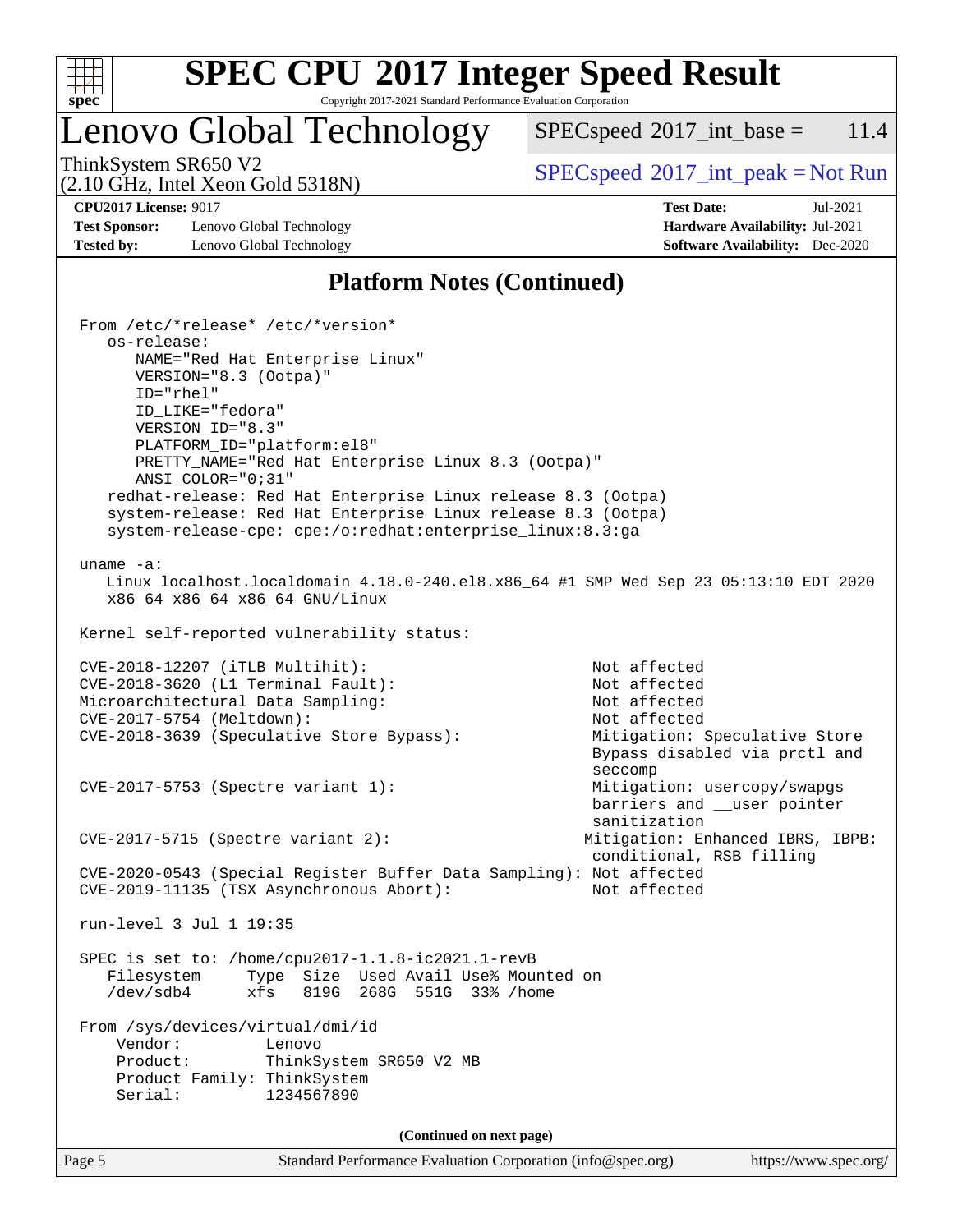# Lenovo Global Technology

ThinkSystem SR650 V2
(2.10 GHz, Intel Xeon Gold 5318N)

SPECspeed 2017_int_base = 11.4

SPECspeed 2017_int_peak = Not Run

**CPU2017 License:** 9017
**Test Sponsor:** Lenovo Global Technology
**Tested by:** Lenovo Global Technology

**Test Date:** Jul-2021
**Hardware Availability:** Jul-2021
**Software Availability:** Dec-2020

## Platform Notes (Continued)

```
From /etc/*release* /etc/*version*
   os-release:
      NAME="Red Hat Enterprise Linux"
      VERSION="8.3 (Ootpa)"
      ID="rhel"
      ID_LIKE="fedora"
      VERSION_ID="8.3"
      PLATFORM_ID="platform:el8"
      PRETTY_NAME="Red Hat Enterprise Linux 8.3 (Ootpa)"
      ANSI_COLOR="0;31"
   redhat-release: Red Hat Enterprise Linux release 8.3 (Ootpa)
   system-release: Red Hat Enterprise Linux release 8.3 (Ootpa)
   system-release-cpe: cpe:/o:redhat:enterprise_linux:8.3:ga

uname -a:
   Linux localhost.localdomain 4.18.0-240.el8.x86_64 #1 SMP Wed Sep 23 05:13:10 EDT 2020
   x86_64 x86_64 x86_64 GNU/Linux

Kernel self-reported vulnerability status:

CVE-2018-12207 (iTLB Multihit):                           Not affected
CVE-2018-3620 (L1 Terminal Fault):                        Not affected
Microarchitectural Data Sampling:                         Not affected
CVE-2017-5754 (Meltdown):                                 Not affected
CVE-2018-3639 (Speculative Store Bypass):                 Mitigation: Speculative Store
                                                          Bypass disabled via prctl and
                                                          seccomp
CVE-2017-5753 (Spectre variant 1):                        Mitigation: usercopy/swapgs
                                                          barriers and __user pointer
                                                          sanitization
CVE-2017-5715 (Spectre variant 2):                       Mitigation: Enhanced IBRS, IBPB:
                                                          conditional, RSB filling
CVE-2020-0543 (Special Register Buffer Data Sampling): Not affected
CVE-2019-11135 (TSX Asynchronous Abort):                  Not affected

run-level 3 Jul 1 19:35

SPEC is set to: /home/cpu2017-1.1.8-ic2021.1-revB
   Filesystem     Type  Size  Used Avail Use% Mounted on
   /dev/sdb4      xfs   819G  268G  551G  33% /home

From /sys/devices/virtual/dmi/id
    Vendor:         Lenovo
    Product:        ThinkSystem SR650 V2 MB
    Product Family: ThinkSystem
    Serial:         1234567890
```

(Continued on next page)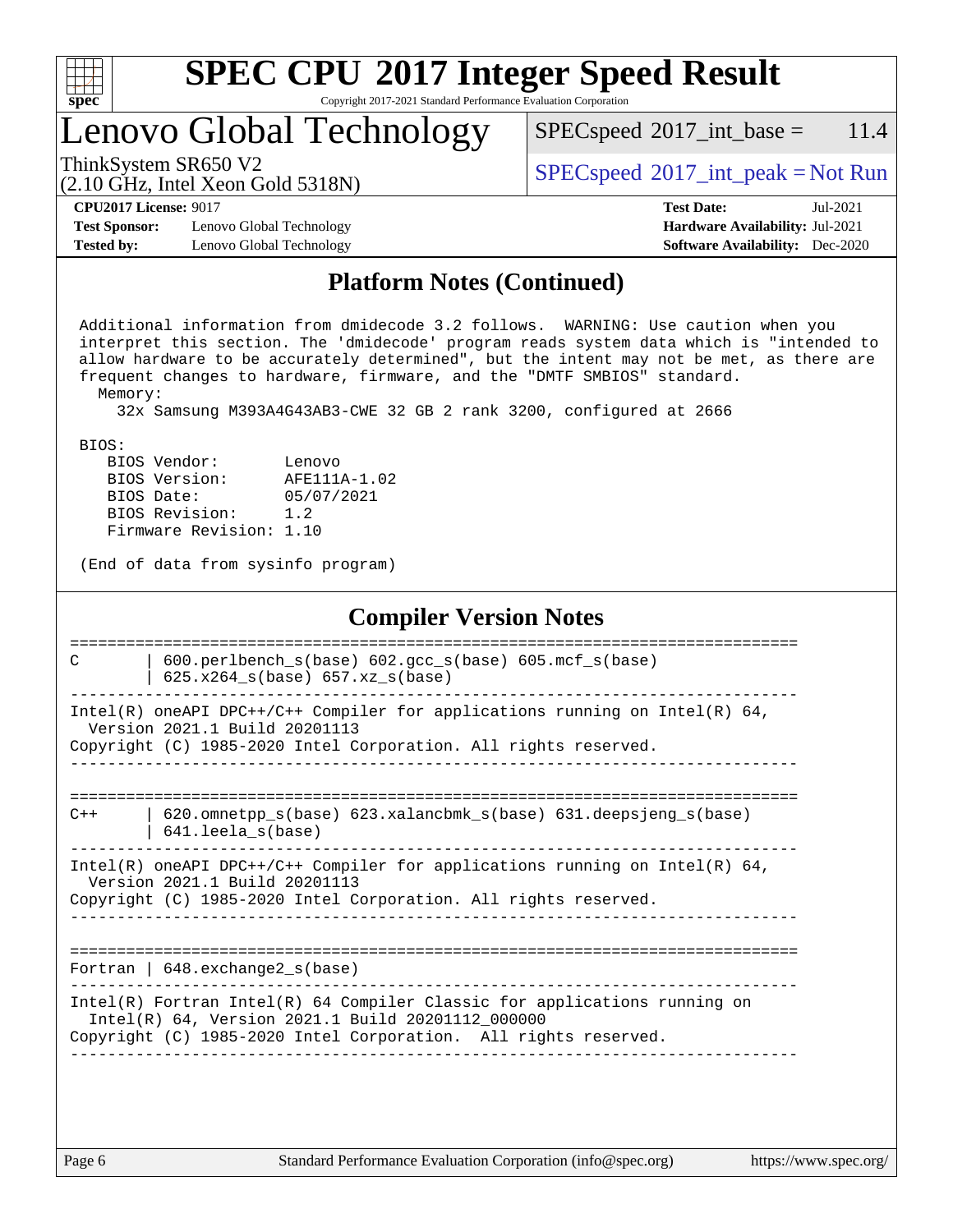## Platform Notes (Continued)

```
 Additional information from dmidecode 3.2 follows.  WARNING: Use caution when you
 interpret this section. The 'dmidecode' program reads system data which is "intended to
 allow hardware to be accurately determined", but the intent may not be met, as there are
 frequent changes to hardware, firmware, and the "DMTF SMBIOS" standard.
   Memory:
     32x Samsung M393A4G43AB3-CWE 32 GB 2 rank 3200, configured at 2666

 BIOS:
    BIOS Vendor:       Lenovo
    BIOS Version:      AFE111A-1.02
    BIOS Date:         05/07/2021
    BIOS Revision:     1.2
    Firmware Revision: 1.10

 (End of data from sysinfo program)
```

## Compiler Version Notes

```
==============================================================================
C        | 600.perlbench_s(base) 602.gcc_s(base) 605.mcf_s(base)
         | 625.x264_s(base) 657.xz_s(base)
------------------------------------------------------------------------------
Intel(R) oneAPI DPC++/C++ Compiler for applications running on Intel(R) 64,
  Version 2021.1 Build 20201113
Copyright (C) 1985-2020 Intel Corporation. All rights reserved.
------------------------------------------------------------------------------

==============================================================================
C++      | 620.omnetpp_s(base) 623.xalancbmk_s(base) 631.deepsjeng_s(base)
         | 641.leela_s(base)
------------------------------------------------------------------------------
Intel(R) oneAPI DPC++/C++ Compiler for applications running on Intel(R) 64,
  Version 2021.1 Build 20201113
Copyright (C) 1985-2020 Intel Corporation. All rights reserved.
------------------------------------------------------------------------------

==============================================================================
Fortran | 648.exchange2_s(base)
------------------------------------------------------------------------------
Intel(R) Fortran Intel(R) 64 Compiler Classic for applications running on
  Intel(R) 64, Version 2021.1 Build 20201112_000000
Copyright (C) 1985-2020 Intel Corporation.  All rights reserved.
------------------------------------------------------------------------------
```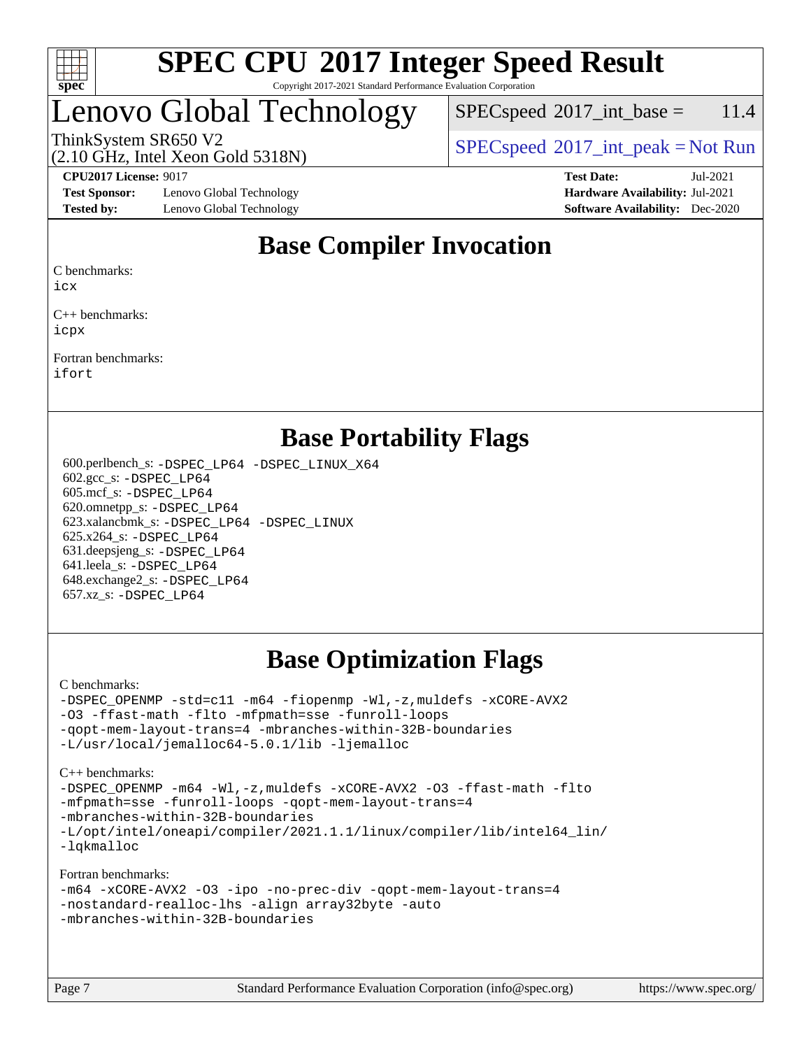# SPEC CPU 2017 Integer Speed Result

Copyright 2017-2021 Standard Performance Evaluation Corporation

# Lenovo Global Technology

ThinkSystem SR650 V2
(2.10 GHz, Intel Xeon Gold 5318N)

SPECspeed 2017_int_base = 11.4

SPECspeed 2017_int_peak = Not Run

**CPU2017 License:** 9017
**Test Sponsor:** Lenovo Global Technology
**Tested by:** Lenovo Global Technology

**Test Date:** Jul-2021
**Hardware Availability:** Jul-2021
**Software Availability:** Dec-2020

## Base Compiler Invocation

C benchmarks:
icx

C++ benchmarks:
icpx

Fortran benchmarks:
ifort

## Base Portability Flags

600.perlbench_s: -DSPEC_LP64 -DSPEC_LINUX_X64
602.gcc_s: -DSPEC_LP64
605.mcf_s: -DSPEC_LP64
620.omnetpp_s: -DSPEC_LP64
623.xalancbmk_s: -DSPEC_LP64 -DSPEC_LINUX
625.x264_s: -DSPEC_LP64
631.deepsjeng_s: -DSPEC_LP64
641.leela_s: -DSPEC_LP64
648.exchange2_s: -DSPEC_LP64
657.xz_s: -DSPEC_LP64

## Base Optimization Flags

C benchmarks:
-DSPEC_OPENMP -std=c11 -m64 -fiopenmp -Wl,-z,muldefs -xCORE-AVX2 -O3 -ffast-math -flto -mfpmath=sse -funroll-loops -qopt-mem-layout-trans=4 -mbranches-within-32B-boundaries -L/usr/local/jemalloc64-5.0.1/lib -ljemalloc

C++ benchmarks:
-DSPEC_OPENMP -m64 -Wl,-z,muldefs -xCORE-AVX2 -O3 -ffast-math -flto -mfpmath=sse -funroll-loops -qopt-mem-layout-trans=4 -mbranches-within-32B-boundaries -L/opt/intel/oneapi/compiler/2021.1.1/linux/compiler/lib/intel64_lin/ -lqkmalloc

Fortran benchmarks:
-m64 -xCORE-AVX2 -O3 -ipo -no-prec-div -qopt-mem-layout-trans=4 -nostandard-realloc-lhs -align array32byte -auto -mbranches-within-32B-boundaries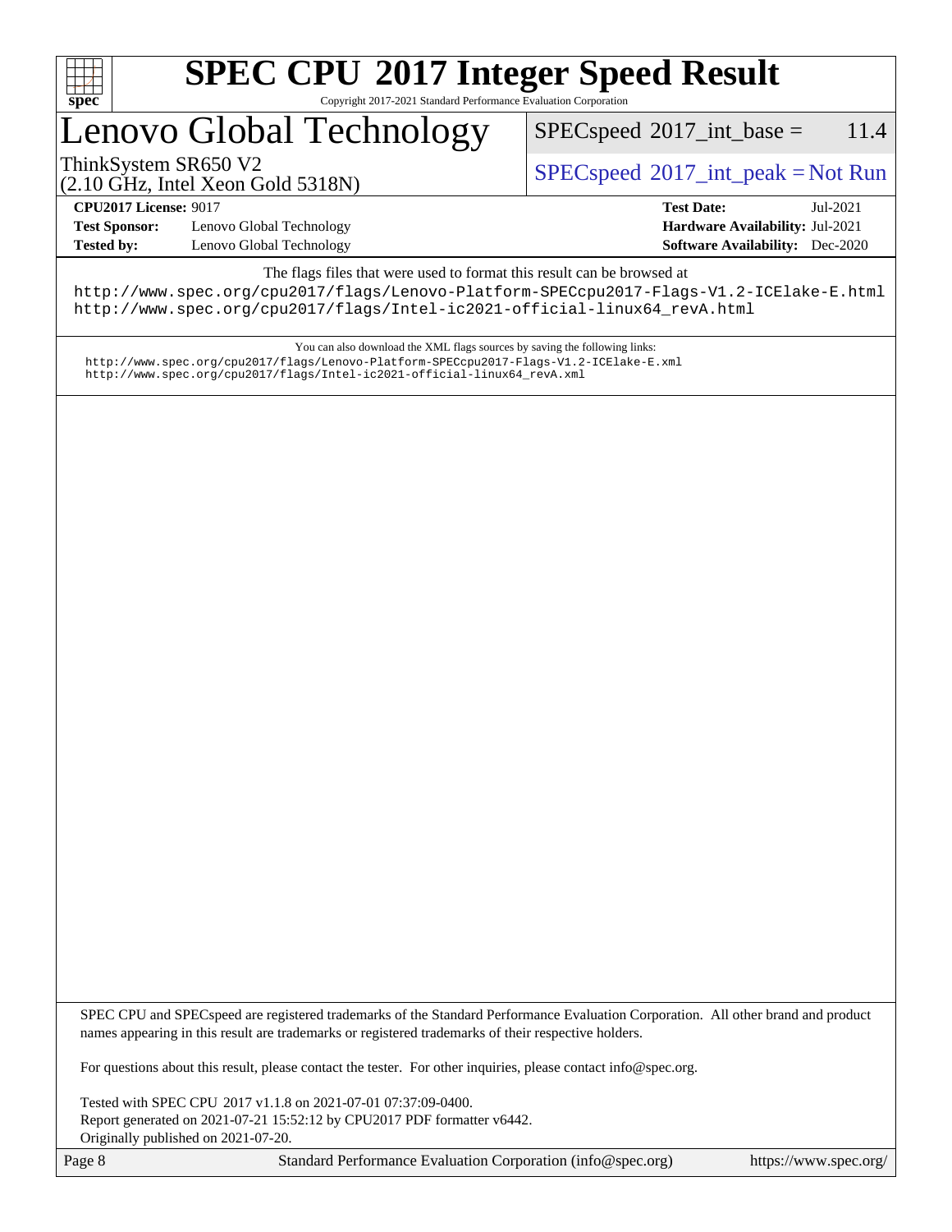The flags files that were used to format this result can be browsed at

http://www.spec.org/cpu2017/flags/Lenovo-Platform-SPECcpu2017-Flags-V1.2-ICElake-E.html
http://www.spec.org/cpu2017/flags/Intel-ic2021-official-linux64_revA.html

You can also download the XML flags sources by saving the following links:

http://www.spec.org/cpu2017/flags/Lenovo-Platform-SPECcpu2017-Flags-V1.2-ICElake-E.xml
http://www.spec.org/cpu2017/flags/Intel-ic2021-official-linux64_revA.xml

SPEC CPU and SPECspeed are registered trademarks of the Standard Performance Evaluation Corporation. All other brand and product names appearing in this result are trademarks or registered trademarks of their respective holders.

For questions about this result, please contact the tester. For other inquiries, please contact info@spec.org.

Tested with SPEC CPU 2017 v1.1.8 on 2021-07-01 07:37:09-0400.
Report generated on 2021-07-21 15:52:12 by CPU2017 PDF formatter v6442.
Originally published on 2021-07-20.